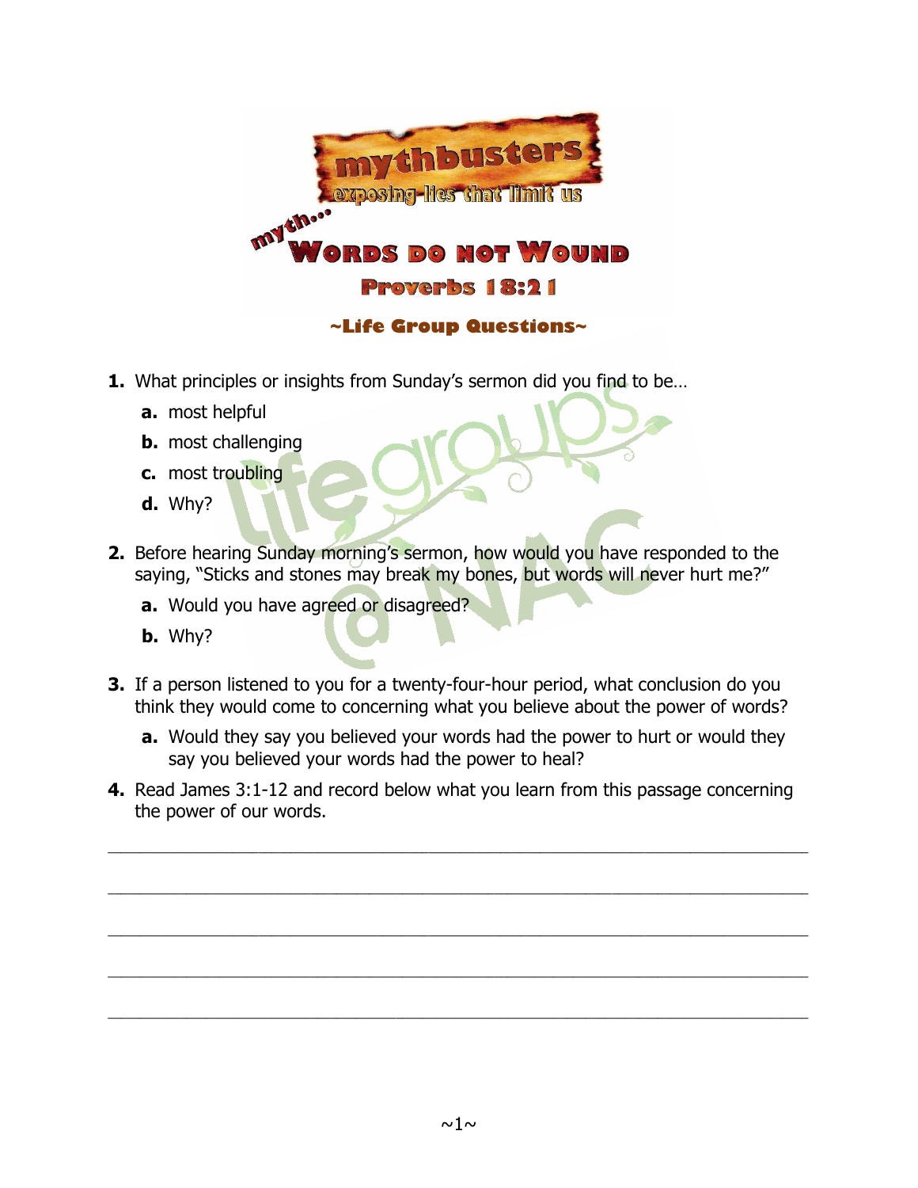# mythbusters

## exposing lies that limit us

### myth... Words Do Not Wound

### Proverbs 18:21

**~Life Group Questions~**

1. What principles or insights from Sunday's sermon did you find to be…
   - **a.** most helpful
   - **b.** most challenging
   - **c.** most troubling
   - **d.** Why?

2. Before hearing Sunday morning's sermon, how would you have responded to the saying, "Sticks and stones may break my bones, but words will never hurt me?"
   - **a.** Would you have agreed or disagreed?
   - **b.** Why?

3. If a person listened to you for a twenty-four-hour period, what conclusion do you think they would come to concerning what you believe about the power of words?
   - **a.** Would they say you believed your words had the power to hurt or would they say you believed your words had the power to heal?

4. Read James 3:1-12 and record below what you learn from this passage concerning the power of our words.

____________________________________________________________________________

____________________________________________________________________________

____________________________________________________________________________

____________________________________________________________________________

____________________________________________________________________________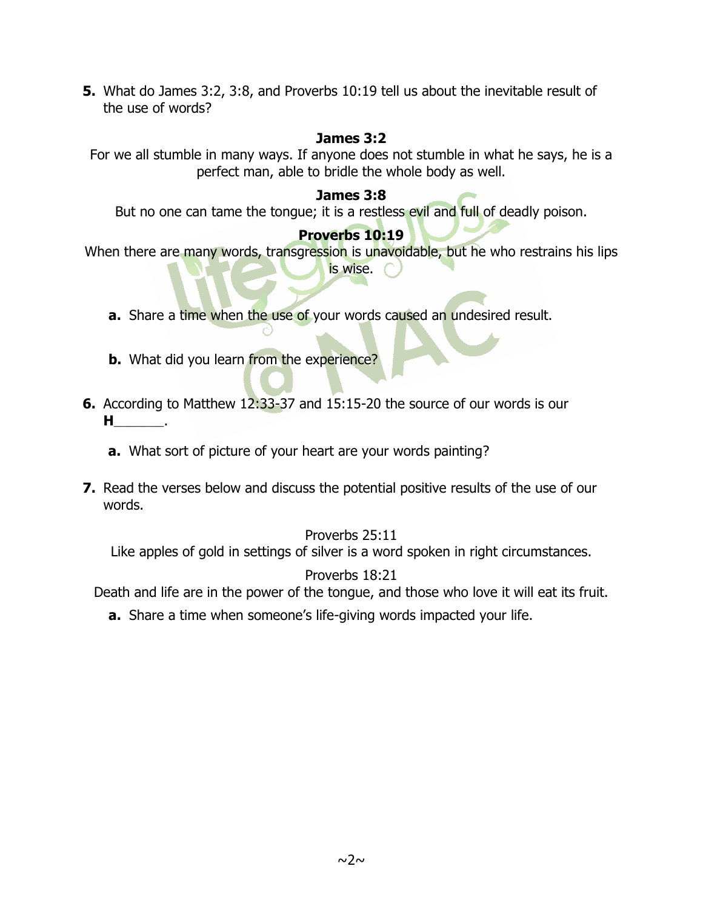5. What do James 3:2, 3:8, and Proverbs 10:19 tell us about the inevitable result of the use of words?

**James 3:2**

For we all stumble in many ways. If anyone does not stumble in what he says, he is a perfect man, able to bridle the whole body as well.

**James 3:8**

But no one can tame the tongue; it is a restless evil and full of deadly poison.

**Proverbs 10:19**

When there are many words, transgression is unavoidable, but he who restrains his lips is wise.

   a. Share a time when the use of your words caused an undesired result.

   b. What did you learn from the experience?

6. According to Matthew 12:33-37 and 15:15-20 the source of our words is our **H**_______.

   a. What sort of picture of your heart are your words painting?

7. Read the verses below and discuss the potential positive results of the use of our words.

Proverbs 25:11

Like apples of gold in settings of silver is a word spoken in right circumstances.

Proverbs 18:21

Death and life are in the power of the tongue, and those who love it will eat its fruit.

   a. Share a time when someone's life-giving words impacted your life.